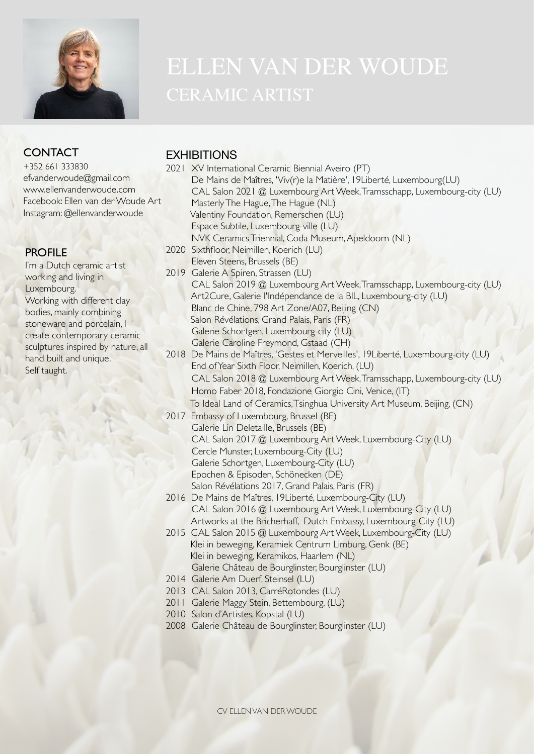# ELLEN VAN DER WOUDE

## CERAMIC ARTIST

### CONTACT

+352 661 333830
efvanderwoude@gmail.com
www.ellenvanderwoude.com
Facebook: Ellen van der Woude Art
Instagram: @ellenvanderwoude

### PROFILE

I'm a Dutch ceramic artist working and living in Luxembourg.
Working with different clay bodies, mainly combining stoneware and porcelain, I create contemporary ceramic sculptures inspired by nature, all hand built and unique.
Self taught.

### EXHIBITIONS

2021 XV International Ceramic Biennial Aveiro (PT)
De Mains de Maîtres, 'Viv(r)e la Matière', 19Liberté, Luxembourg(LU)
CAL Salon 2021 @ Luxembourg Art Week, Tramsschapp, Luxembourg-city (LU)
Masterly The Hague, The Hague (NL)
Valentiny Foundation, Remerschen (LU)
Espace Subtile, Luxembourg-ville (LU)
NVK Ceramics Triennial, Coda Museum, Apeldoorn (NL)

2020 Sixthfloor, Neimillen, Koerich (LU)
Eleven Steens, Brussels (BE)

2019 Galerie A Spiren, Strassen (LU)
CAL Salon 2019 @ Luxembourg Art Week, Tramsschapp, Luxembourg-city (LU)
Art2Cure, Galerie l'Indépendance de la BIL, Luxembourg-city (LU)
Blanc de Chine, 798 Art Zone/A07, Beijing (CN)
Salon Révélations, Grand Palais, Paris (FR)
Galerie Schortgen, Luxembourg-city (LU)
Galerie Caroline Freymond, Gstaad (CH)

2018 De Mains de Maîtres, 'Gestes et Merveilles', 19Liberté, Luxembourg-city (LU)
End of Year Sixth Floor, Neimillen, Koerich, (LU)
CAL Salon 2018 @ Luxembourg Art Week, Tramsschapp, Luxembourg-city (LU)
Homo Faber 2018, Fondazione Giorgio Cini, Venice, (IT)
To Ideal Land of Ceramics, Tsinghua University Art Museum, Beijing, (CN)

2017 Embassy of Luxembourg, Brussel (BE)
Galerie Lin Deletaille, Brussels (BE)
CAL Salon 2017 @ Luxembourg Art Week, Luxembourg-City (LU)
Cercle Munster, Luxembourg-City (LU)
Galerie Schortgen, Luxembourg-City (LU)
Epochen & Episoden, Schönecken (DE)
Salon Révélations 2017, Grand Palais, Paris (FR)

2016 De Mains de Maîtres, 19Liberté, Luxembourg-City (LU)
CAL Salon 2016 @ Luxembourg Art Week, Luxembourg-City (LU)
Artworks at the Bricherhaff, Dutch Embassy, Luxembourg-City (LU)

2015 CAL Salon 2015 @ Luxembourg Art Week, Luxembourg-City (LU)
Klei in beweging, Keramiek Centrum Limburg, Genk (BE)
Klei in beweging, Keramikos, Haarlem (NL)
Galerie Château de Bourglinster, Bourglinster (LU)

2014 Galerie Am Duerf, Steinsel (LU)

2013 CAL Salon 2013, CarréRotondes (LU)

2011 Galerie Maggy Stein, Bettembourg, (LU)

2010 Salon d'Artistes, Kopstal (LU)

2008 Galerie Château de Bourglinster, Bourglinster (LU)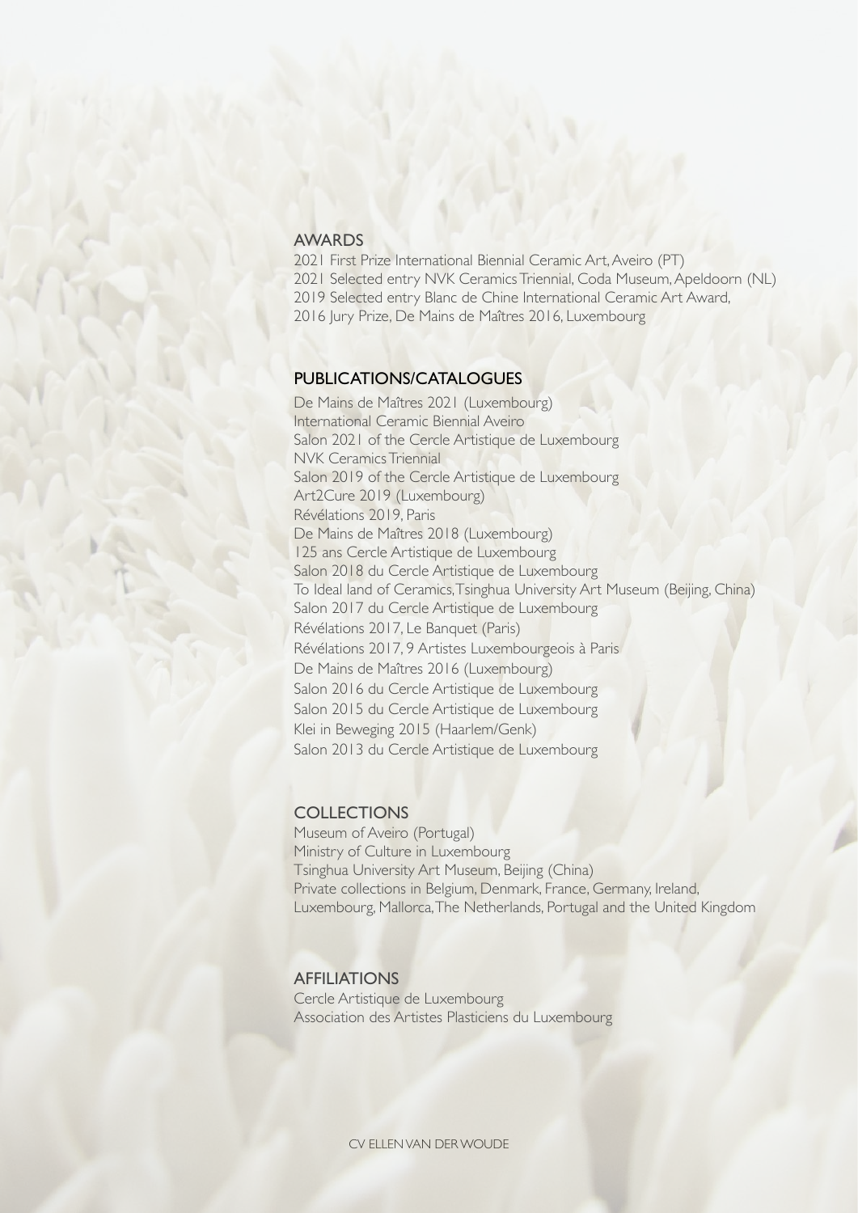## AWARDS

2021 First Prize International Biennial Ceramic Art, Aveiro (PT)
2021 Selected entry NVK Ceramics Triennial, Coda Museum, Apeldoorn (NL)
2019 Selected entry Blanc de Chine International Ceramic Art Award,
2016 Jury Prize, De Mains de Maîtres 2016, Luxembourg

## PUBLICATIONS/CATALOGUES

De Mains de Maîtres 2021 (Luxembourg)
International Ceramic Biennial Aveiro
Salon 2021 of the Cercle Artistique de Luxembourg
NVK Ceramics Triennial
Salon 2019 of the Cercle Artistique de Luxembourg
Art2Cure 2019 (Luxembourg)
Révélations 2019, Paris
De Mains de Maîtres 2018 (Luxembourg)
125 ans Cercle Artistique de Luxembourg
Salon 2018 du Cercle Artistique de Luxembourg
To Ideal land of Ceramics, Tsinghua University Art Museum (Beijing, China)
Salon 2017 du Cercle Artistique de Luxembourg
Révélations 2017, Le Banquet (Paris)
Révélations 2017, 9 Artistes Luxembourgeois à Paris
De Mains de Maîtres 2016 (Luxembourg)
Salon 2016 du Cercle Artistique de Luxembourg
Salon 2015 du Cercle Artistique de Luxembourg
Klei in Beweging 2015 (Haarlem/Genk)
Salon 2013 du Cercle Artistique de Luxembourg

## COLLECTIONS

Museum of Aveiro (Portugal)
Ministry of Culture in Luxembourg
Tsinghua University Art Museum, Beijing (China)
Private collections in Belgium, Denmark, France, Germany, Ireland, Luxembourg, Mallorca, The Netherlands, Portugal and the United Kingdom

## AFFILIATIONS

Cercle Artistique de Luxembourg
Association des Artistes Plasticiens du Luxembourg